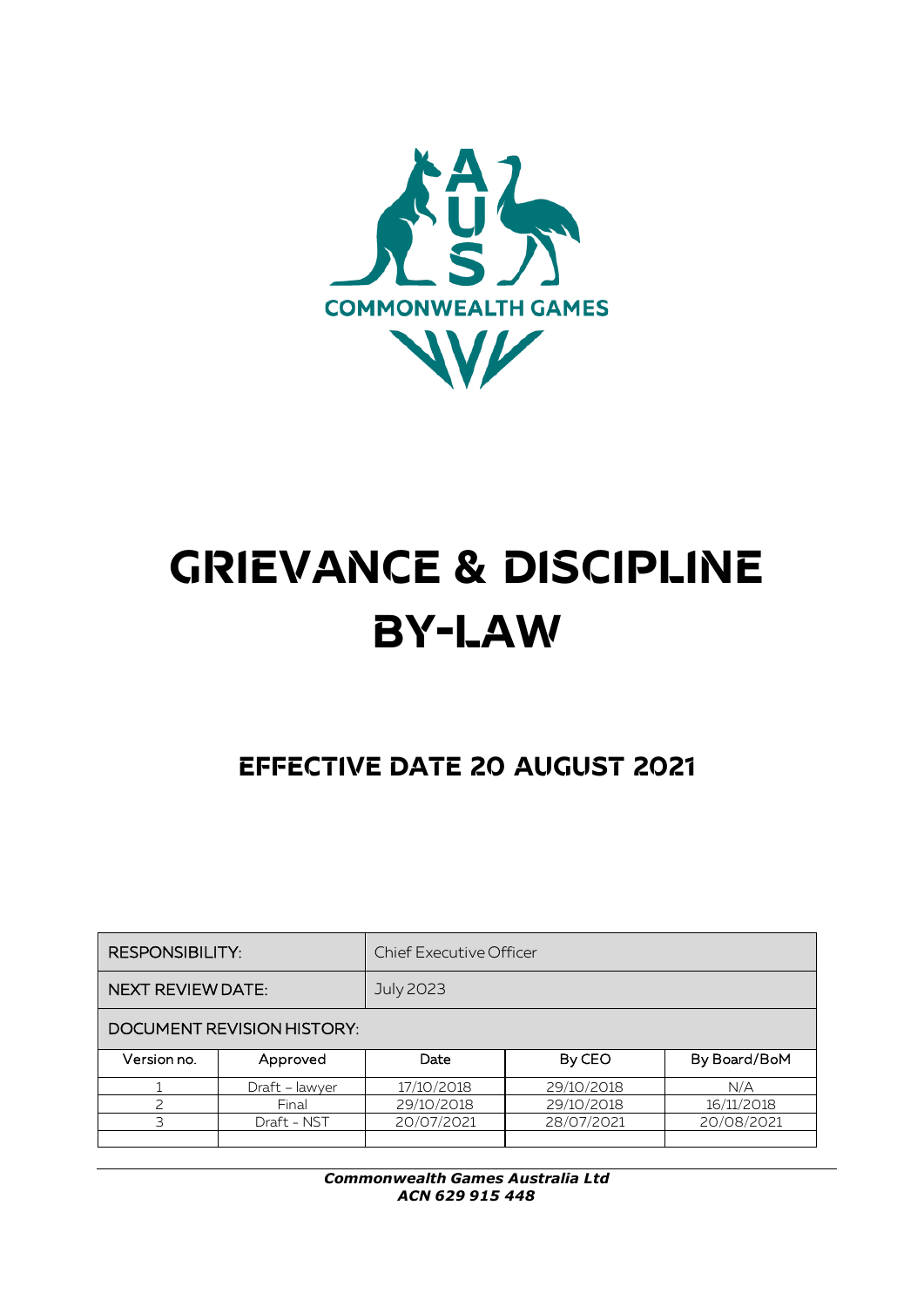AUS

COMMONWEALTH GAMES

# GRIEVANCE & DISCIPLINE BY-LAW

## EFFECTIVE DATE 20 AUGUST 2021

| RESPONSIBILITY: | | Chief Executive Officer | | |
|---|---|---|---|---|
| NEXT REVIEW DATE: | | July 2023 | | |
| DOCUMENT REVISION HISTORY: | | | | |
| Version no. | Approved | Date | By CEO | By Board/BoM |
| 1 | Draft – lawyer | 17/10/2018 | 29/10/2018 | N/A |
| 2 | Final | 29/10/2018 | 29/10/2018 | 16/11/2018 |
| 3 | Draft - NST | 20/07/2021 | 28/07/2021 | 20/08/2021 |
| | | | | |

***Commonwealth Games Australia Ltd***
***ACN 629 915 448***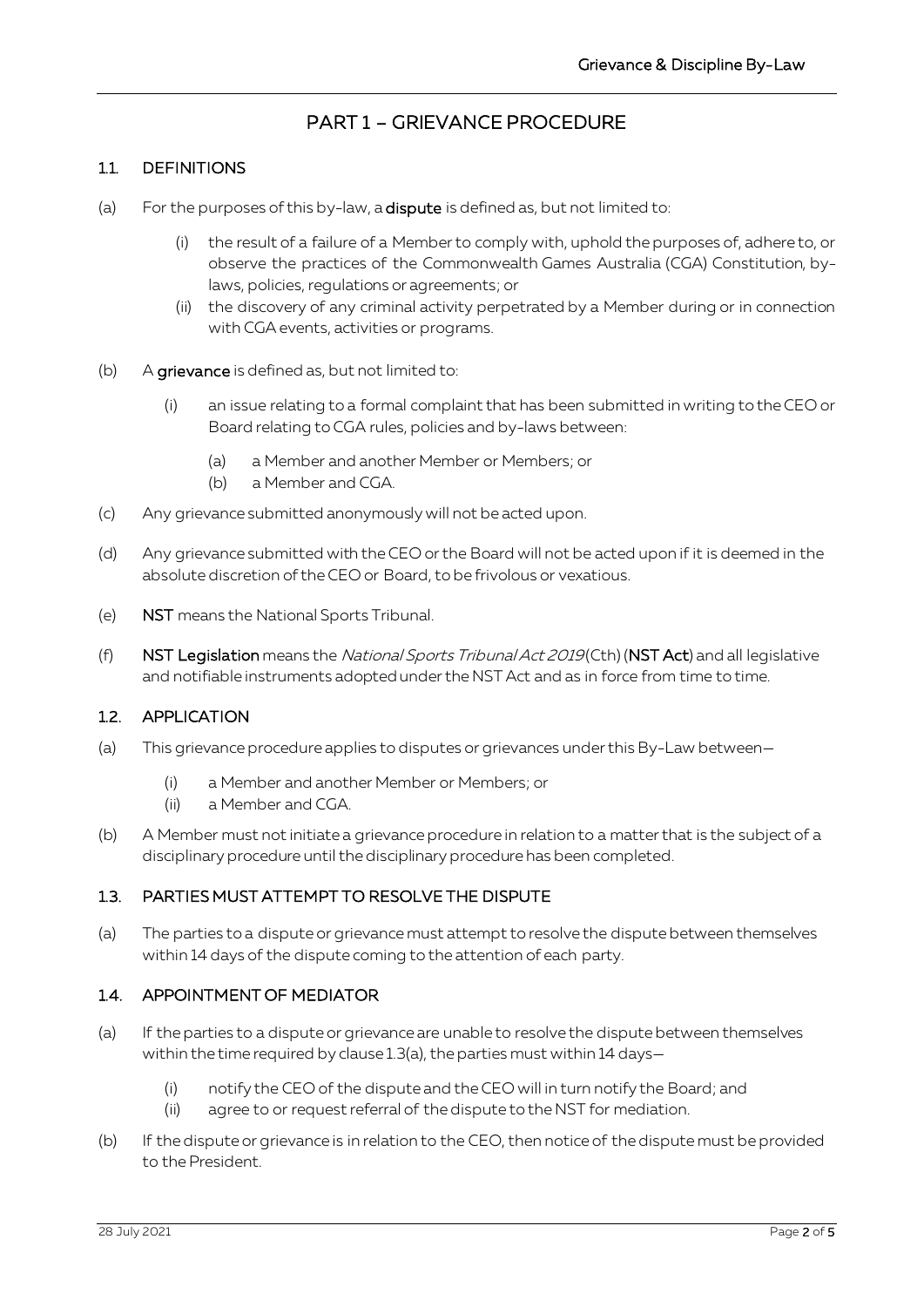# PART 1 – GRIEVANCE PROCEDURE

## 1.1. DEFINITIONS

(a) For the purposes of this by-law, a **dispute** is defined as, but not limited to:

- (i) the result of a failure of a Member to comply with, uphold the purposes of, adhere to, or observe the practices of the Commonwealth Games Australia (CGA) Constitution, by-laws, policies, regulations or agreements; or
- (ii) the discovery of any criminal activity perpetrated by a Member during or in connection with CGA events, activities or programs.

(b) A **grievance** is defined as, but not limited to:

- (i) an issue relating to a formal complaint that has been submitted in writing to the CEO or Board relating to CGA rules, policies and by-laws between:
  - (a) a Member and another Member or Members; or
  - (b) a Member and CGA.

(c) Any grievance submitted anonymously will not be acted upon.

(d) Any grievance submitted with the CEO or the Board will not be acted upon if it is deemed in the absolute discretion of the CEO or Board, to be frivolous or vexatious.

(e) **NST** means the National Sports Tribunal.

(f) **NST Legislation** means the *National Sports Tribunal Act 2019* (Cth) (**NST Act**) and all legislative and notifiable instruments adopted under the NST Act and as in force from time to time.

## 1.2. APPLICATION

(a) This grievance procedure applies to disputes or grievances under this By-Law between—

- (i) a Member and another Member or Members; or
- (ii) a Member and CGA.

(b) A Member must not initiate a grievance procedure in relation to a matter that is the subject of a disciplinary procedure until the disciplinary procedure has been completed.

## 1.3. PARTIES MUST ATTEMPT TO RESOLVE THE DISPUTE

(a) The parties to a dispute or grievance must attempt to resolve the dispute between themselves within 14 days of the dispute coming to the attention of each party.

## 1.4. APPOINTMENT OF MEDIATOR

(a) If the parties to a dispute or grievance are unable to resolve the dispute between themselves within the time required by clause 1.3(a), the parties must within 14 days—

- (i) notify the CEO of the dispute and the CEO will in turn notify the Board; and
- (ii) agree to or request referral of the dispute to the NST for mediation.

(b) If the dispute or grievance is in relation to the CEO, then notice of the dispute must be provided to the President.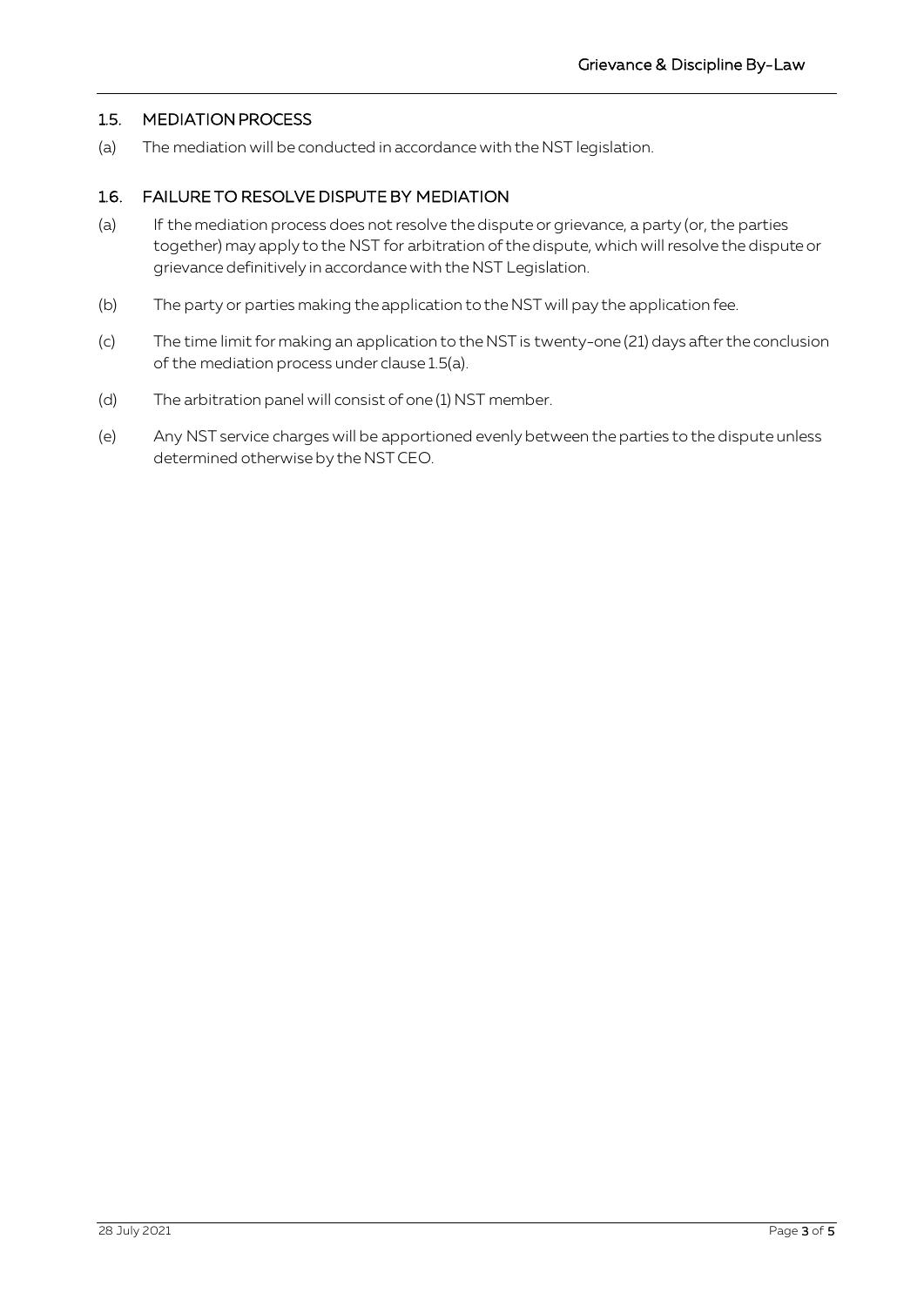### 1.5. MEDIATION PROCESS

(a) The mediation will be conducted in accordance with the NST legislation.

### 1.6. FAILURE TO RESOLVE DISPUTE BY MEDIATION

(a) If the mediation process does not resolve the dispute or grievance, a party (or, the parties together) may apply to the NST for arbitration of the dispute, which will resolve the dispute or grievance definitively in accordance with the NST Legislation.

(b) The party or parties making the application to the NST will pay the application fee.

(c) The time limit for making an application to the NST is twenty-one (21) days after the conclusion of the mediation process under clause 1.5(a).

(d) The arbitration panel will consist of one (1) NST member.

(e) Any NST service charges will be apportioned evenly between the parties to the dispute unless determined otherwise by the NST CEO.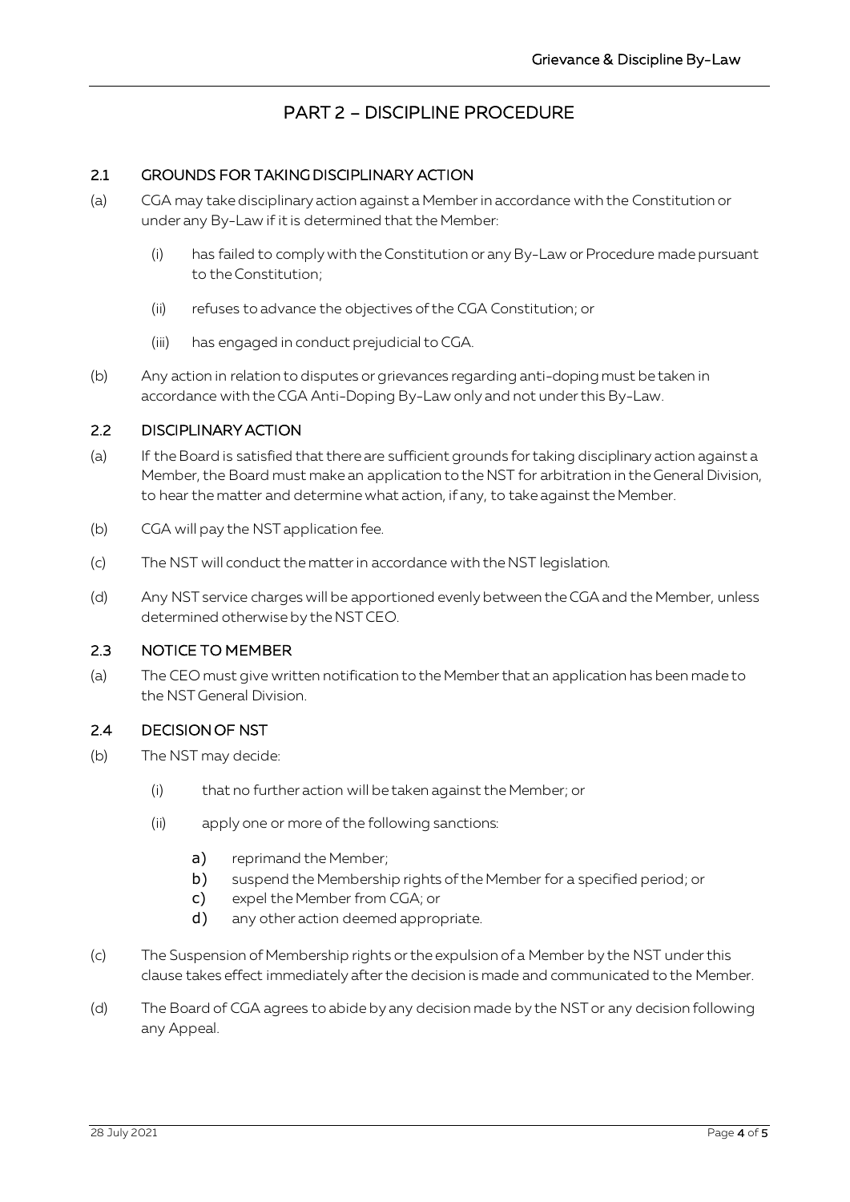# PART 2 – DISCIPLINE PROCEDURE

## 2.1 GROUNDS FOR TAKING DISCIPLINARY ACTION

(a) CGA may take disciplinary action against a Member in accordance with the Constitution or under any By-Law if it is determined that the Member:

  (i) has failed to comply with the Constitution or any By-Law or Procedure made pursuant to the Constitution;

  (ii) refuses to advance the objectives of the CGA Constitution; or

  (iii) has engaged in conduct prejudicial to CGA.

(b) Any action in relation to disputes or grievances regarding anti-doping must be taken in accordance with the CGA Anti-Doping By-Law only and not under this By-Law.

## 2.2 DISCIPLINARY ACTION

(a) If the Board is satisfied that there are sufficient grounds for taking disciplinary action against a Member, the Board must make an application to the NST for arbitration in the General Division, to hear the matter and determine what action, if any, to take against the Member.

(b) CGA will pay the NST application fee.

(c) The NST will conduct the matter in accordance with the NST legislation.

(d) Any NST service charges will be apportioned evenly between the CGA and the Member, unless determined otherwise by the NST CEO.

## 2.3 NOTICE TO MEMBER

(a) The CEO must give written notification to the Member that an application has been made to the NST General Division.

## 2.4 DECISION OF NST

(b) The NST may decide:

  (i) that no further action will be taken against the Member; or

  (ii) apply one or more of the following sanctions:

    a) reprimand the Member;
    b) suspend the Membership rights of the Member for a specified period; or
    c) expel the Member from CGA; or
    d) any other action deemed appropriate.

(c) The Suspension of Membership rights or the expulsion of a Member by the NST under this clause takes effect immediately after the decision is made and communicated to the Member.

(d) The Board of CGA agrees to abide by any decision made by the NST or any decision following any Appeal.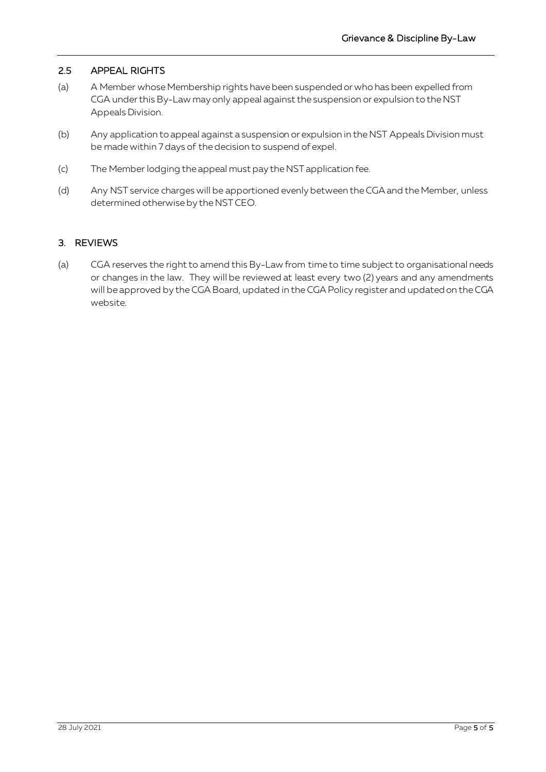## 2.5 APPEAL RIGHTS

(a) A Member whose Membership rights have been suspended or who has been expelled from CGA under this By-Law may only appeal against the suspension or expulsion to the NST Appeals Division.

(b) Any application to appeal against a suspension or expulsion in the NST Appeals Division must be made within 7 days of the decision to suspend of expel.

(c) The Member lodging the appeal must pay the NST application fee.

(d) Any NST service charges will be apportioned evenly between the CGA and the Member, unless determined otherwise by the NST CEO.

## 3. REVIEWS

(a) CGA reserves the right to amend this By-Law from time to time subject to organisational needs or changes in the law. They will be reviewed at least every two (2) years and any amendments will be approved by the CGA Board, updated in the CGA Policy register and updated on the CGA website.